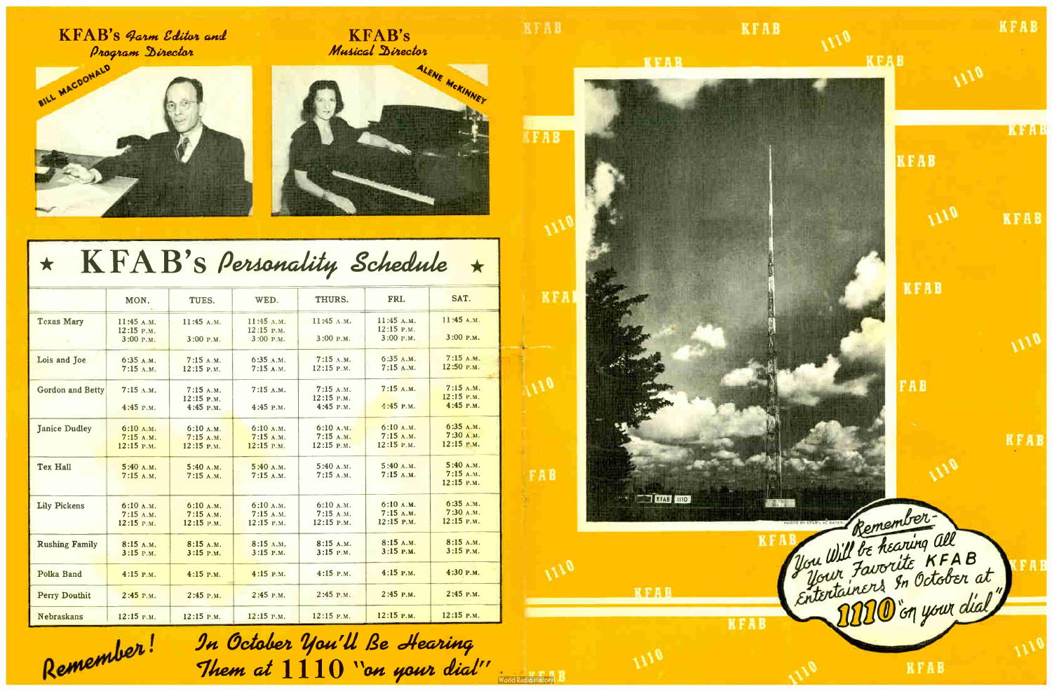KFAB's *Farm Editor and Program Director*

BILL MACDONALD

KFAB's *Musical Director*

ALENE McKINNEY

# ★ KFAB's *Personality Schedule* ★

| | MON. | TUES. | WED. | THURS. | FRI. | SAT. |
|---|---|---|---|---|---|---|
| Texas Mary | 11:45 A.M. 12:15 P.M. 3:00 P.M. | 11:45 A.M. 3:00 P.M. | 11:45 A.M. 12:15 P.M. 3:00 P.M. | 11:45 A.M. 3:00 P.M. | 11:45 A.M. 12:15 P.M. 3:00 P.M. | 11:45 A.M. 3:00 P.M. |
| Lois and Joe | 6:35 A.M. 7:15 A.M. | 7:15 A.M. 12:15 P.M. | 6:35 A.M. 7:15 A.M. | 7:15 A.M. 12:15 P.M. | 6:35 A.M. 7:15 A.M. | 7:15 A.M. 12:50 P.M. |
| Gordon and Betty | 7:15 A.M. 4:45 P.M. | 7:15 A.M. 12:15 P.M. 4:45 P.M. | 7:15 A.M. 4:45 P.M. | 7:15 A.M. 12:15 P.M. 4:45 P.M. | 7:15 A.M. 4:45 P.M. | 7:15 A.M. 12:15 P.M. 4:45 P.M. |
| Janice Dudley | 6:10 A.M. 7:15 A.M. 12:15 P.M. | 6:10 A.M. 7:15 A.M. 12:15 P.M. | 6:10 A.M. 7:15 A.M. 12:15 P.M. | 6:10 A.M. 7:15 A.M. 12:15 P.M. | 6:10 A.M. 7:15 A.M. 12:15 P.M. | 6:35 A.M. 7:30 A.M. 12:15 P.M. |
| Tex Hall | 5:40 A.M. 7:15 A.M. | 5:40 A.M. 7:15 A.M. | 5:40 A.M. 7:15 A.M. | 5:40 A.M. 7:15 A.M. | 5:40 A.M. 7:15 A.M. | 5:40 A.M. 7:15 A.M. 12:15 P.M. |
| Lily Pickens | 6:10 A.M. 7:15 A.M. 12:15 P.M. | 6:10 A.M. 7:15 A.M. 12:15 P.M. | 6:10 A.M. 7:15 A.M. 12:15 P.M. | 6:10 A.M. 7:15 A.M. 12:15 P.M. | 6:10 A.M. 7:15 A.M. 12:15 P.M. | 6:35 A.M. 7:30 A.M. 12:15 P.M. |
| Rushing Family | 8:15 A.M. 3:15 P.M. | 8:15 A.M. 3:15 P.M. | 8:15 A.M. 3:15 P.M. | 8:15 A.M. 3:15 P.M. | 8:15 A.M. 3:15 P.M. | 8:15 A.M. 3:15 P.M. |
| Polka Band | 4:15 P.M. | 4:15 P.M. | 4:15 P.M. | 4:15 P.M. | 4:15 P.M. | 4:30 P.M. |
| Perry Douthit | 2:45 P.M. | 2:45 P.M. | 2:45 P.M. | 2:45 P.M. | 2:45 P.M. | 2:45 P.M. |
| Nebraskans | 12:15 P.M. | 12:15 P.M. | 12:15 P.M. | 12:15 P.M. | 12:15 P.M. | 12:15 P.M. |

*Remember!* *In October You'll Be Hearing Them at* **1110** *"on your dial"*

*Remember— You Will be hearing all Your Favorite KFAB Entertainers In October at* **1110** *"on your dial"*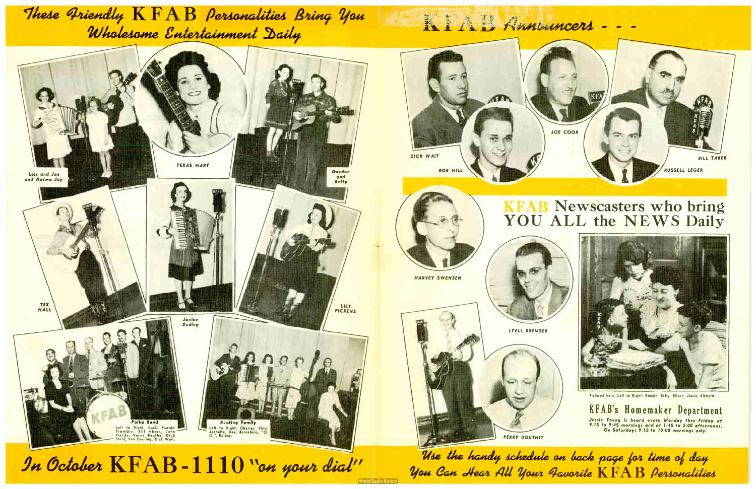# These Friendly KFAB Personalities Bring You Wholesome Entertainment Daily

Lois and Joe and Norma Joy

TEXAS MARY

Gordon and Betty

TEX HALL

Janice Dudley

LILY PICKENS

**Polka Band**
Left to Right, back: Harold Trombla, Bill Abers, John Hardy, Verne Beuthe, Dick Stahl, Van Dooling, Dick Wait.

**Rusking Family**
Left to Right: Charles, Vista, Jeanette, Dee, Bernabine, "O. C.", Eulone.

## In October KFAB-1110 "on your dial"

# KFAB Announcers - - -

DICK WAIT

BOB HILL

JOE COOK

RUSSELL LEGER

BILL TABER

## KFAB Newscasters who bring YOU ALL the NEWS Daily

HARVEY SWENSEN

LYELL BREMSER

PERRY DOUTHIT

Pictured here, Left to Right: Ronnie, Betty, Eileen, Jessie, Richard.

### KFAB's Homemaker Department

Jessie Young is heard every Monday thru Friday at 9:15 to 9:45 mornings and at 1:45 to 2:00 afternoons. On Saturdays 9:15 to 10:00 mornings only.

## Use the handy schedule on back page for time of day You Can Hear All Your Favorite KFAB Personalities